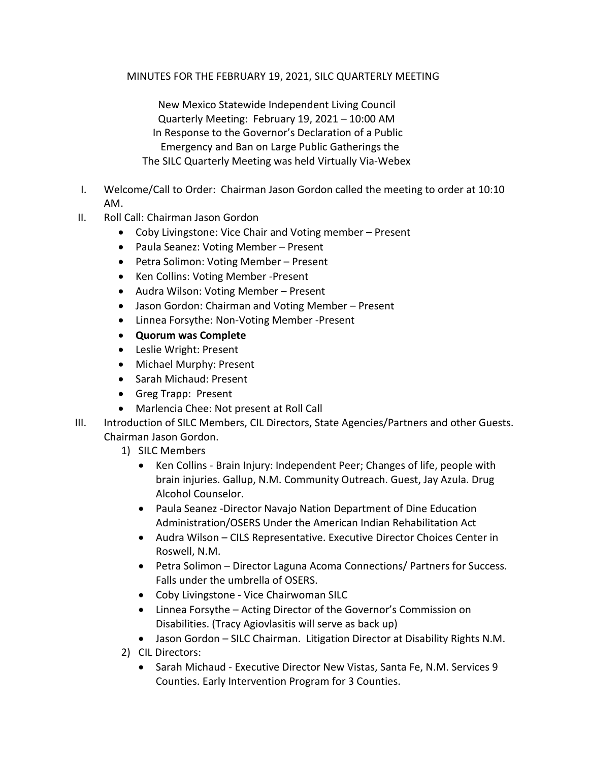MINUTES FOR THE FEBRUARY 19, 2021, SILC QUARTERLY MEETING

New Mexico Statewide Independent Living Council
Quarterly Meeting: February 19, 2021 – 10:00 AM
In Response to the Governor's Declaration of a Public Emergency and Ban on Large Public Gatherings the
The SILC Quarterly Meeting was held Virtually Via-Webex

I. Welcome/Call to Order: Chairman Jason Gordon called the meeting to order at 10:10 AM.

II. Roll Call: Chairman Jason Gordon
   - Coby Livingstone: Vice Chair and Voting member – Present
   - Paula Seanez: Voting Member – Present
   - Petra Solimon: Voting Member – Present
   - Ken Collins: Voting Member -Present
   - Audra Wilson: Voting Member – Present
   - Jason Gordon: Chairman and Voting Member – Present
   - Linnea Forsythe: Non-Voting Member -Present
   - **Quorum was Complete**
   - Leslie Wright: Present
   - Michael Murphy: Present
   - Sarah Michaud: Present
   - Greg Trapp: Present
   - Marlencia Chee: Not present at Roll Call

III. Introduction of SILC Members, CIL Directors, State Agencies/Partners and other Guests. Chairman Jason Gordon.
   1) SILC Members
      - Ken Collins - Brain Injury: Independent Peer; Changes of life, people with brain injuries. Gallup, N.M. Community Outreach. Guest, Jay Azula. Drug Alcohol Counselor.
      - Paula Seanez -Director Navajo Nation Department of Dine Education Administration/OSERS Under the American Indian Rehabilitation Act
      - Audra Wilson – CILS Representative. Executive Director Choices Center in Roswell, N.M.
      - Petra Solimon – Director Laguna Acoma Connections/ Partners for Success. Falls under the umbrella of OSERS.
      - Coby Livingstone - Vice Chairwoman SILC
      - Linnea Forsythe – Acting Director of the Governor's Commission on Disabilities. (Tracy Agiovlasitis will serve as back up)
      - Jason Gordon – SILC Chairman. Litigation Director at Disability Rights N.M.
   2) CIL Directors:
      - Sarah Michaud - Executive Director New Vistas, Santa Fe, N.M. Services 9 Counties. Early Intervention Program for 3 Counties.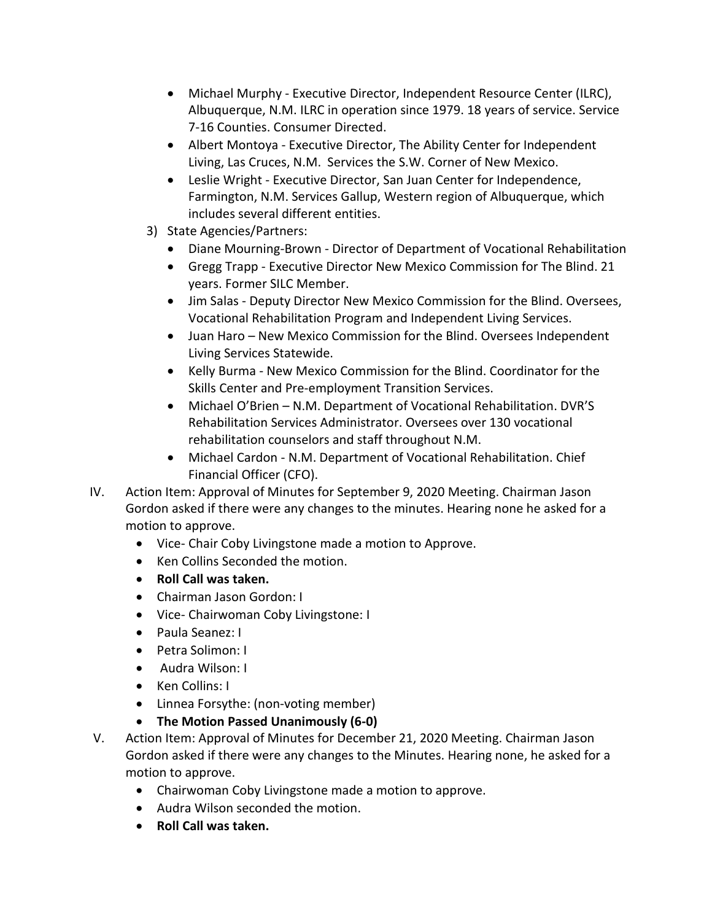- Michael Murphy - Executive Director, Independent Resource Center (ILRC), Albuquerque, N.M. ILRC in operation since 1979. 18 years of service. Service 7-16 Counties. Consumer Directed.
- Albert Montoya - Executive Director, The Ability Center for Independent Living, Las Cruces, N.M. Services the S.W. Corner of New Mexico.
- Leslie Wright - Executive Director, San Juan Center for Independence, Farmington, N.M. Services Gallup, Western region of Albuquerque, which includes several different entities.

3) State Agencies/Partners:
   - Diane Mourning-Brown - Director of Department of Vocational Rehabilitation
   - Gregg Trapp - Executive Director New Mexico Commission for The Blind. 21 years. Former SILC Member.
   - Jim Salas - Deputy Director New Mexico Commission for the Blind. Oversees, Vocational Rehabilitation Program and Independent Living Services.
   - Juan Haro – New Mexico Commission for the Blind. Oversees Independent Living Services Statewide.
   - Kelly Burma - New Mexico Commission for the Blind. Coordinator for the Skills Center and Pre-employment Transition Services.
   - Michael O'Brien – N.M. Department of Vocational Rehabilitation. DVR'S Rehabilitation Services Administrator. Oversees over 130 vocational rehabilitation counselors and staff throughout N.M.
   - Michael Cardon - N.M. Department of Vocational Rehabilitation. Chief Financial Officer (CFO).

IV. Action Item: Approval of Minutes for September 9, 2020 Meeting. Chairman Jason Gordon asked if there were any changes to the minutes. Hearing none he asked for a motion to approve.
   - Vice- Chair Coby Livingstone made a motion to Approve.
   - Ken Collins Seconded the motion.
   - **Roll Call was taken.**
   - Chairman Jason Gordon: I
   - Vice- Chairwoman Coby Livingstone: I
   - Paula Seanez: I
   - Petra Solimon: I
   - Audra Wilson: I
   - Ken Collins: I
   - Linnea Forsythe: (non-voting member)
   - **The Motion Passed Unanimously (6-0)**

V. Action Item: Approval of Minutes for December 21, 2020 Meeting. Chairman Jason Gordon asked if there were any changes to the Minutes. Hearing none, he asked for a motion to approve.
   - Chairwoman Coby Livingstone made a motion to approve.
   - Audra Wilson seconded the motion.
   - **Roll Call was taken.**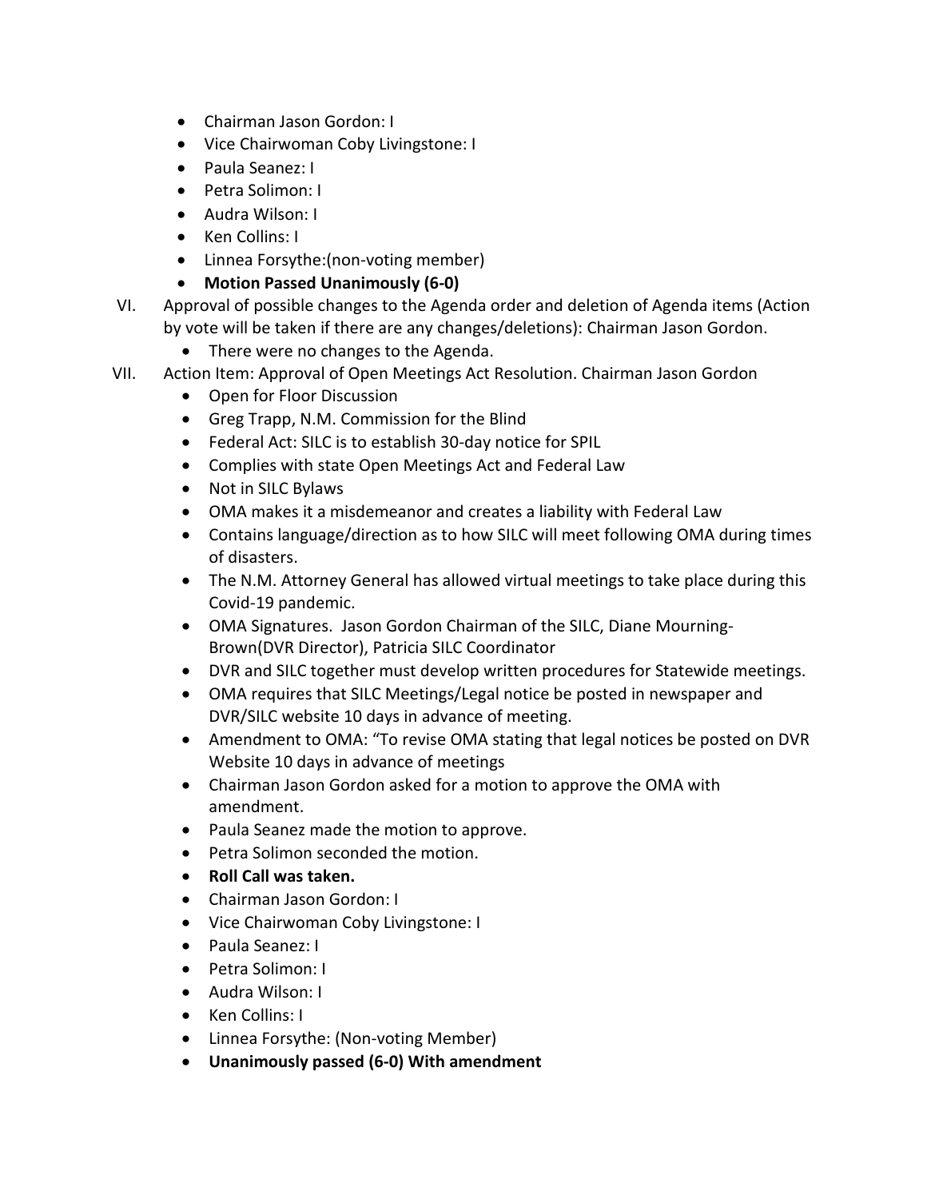- Chairman Jason Gordon: I
- Vice Chairwoman Coby Livingstone: I
- Paula Seanez: I
- Petra Solimon: I
- Audra Wilson: I
- Ken Collins: I
- Linnea Forsythe:(non-voting member)
- **Motion Passed Unanimously (6-0)**

VI. Approval of possible changes to the Agenda order and deletion of Agenda items (Action by vote will be taken if there are any changes/deletions): Chairman Jason Gordon.
  - There were no changes to the Agenda.

VII. Action Item: Approval of Open Meetings Act Resolution. Chairman Jason Gordon
  - Open for Floor Discussion
  - Greg Trapp, N.M. Commission for the Blind
  - Federal Act: SILC is to establish 30-day notice for SPIL
  - Complies with state Open Meetings Act and Federal Law
  - Not in SILC Bylaws
  - OMA makes it a misdemeanor and creates a liability with Federal Law
  - Contains language/direction as to how SILC will meet following OMA during times of disasters.
  - The N.M. Attorney General has allowed virtual meetings to take place during this Covid-19 pandemic.
  - OMA Signatures. Jason Gordon Chairman of the SILC, Diane Mourning-Brown(DVR Director), Patricia SILC Coordinator
  - DVR and SILC together must develop written procedures for Statewide meetings.
  - OMA requires that SILC Meetings/Legal notice be posted in newspaper and DVR/SILC website 10 days in advance of meeting.
  - Amendment to OMA: "To revise OMA stating that legal notices be posted on DVR Website 10 days in advance of meetings
  - Chairman Jason Gordon asked for a motion to approve the OMA with amendment.
  - Paula Seanez made the motion to approve.
  - Petra Solimon seconded the motion.
  - **Roll Call was taken.**
  - Chairman Jason Gordon: I
  - Vice Chairwoman Coby Livingstone: I
  - Paula Seanez: I
  - Petra Solimon: I
  - Audra Wilson: I
  - Ken Collins: I
  - Linnea Forsythe: (Non-voting Member)
  - **Unanimously passed (6-0) With amendment**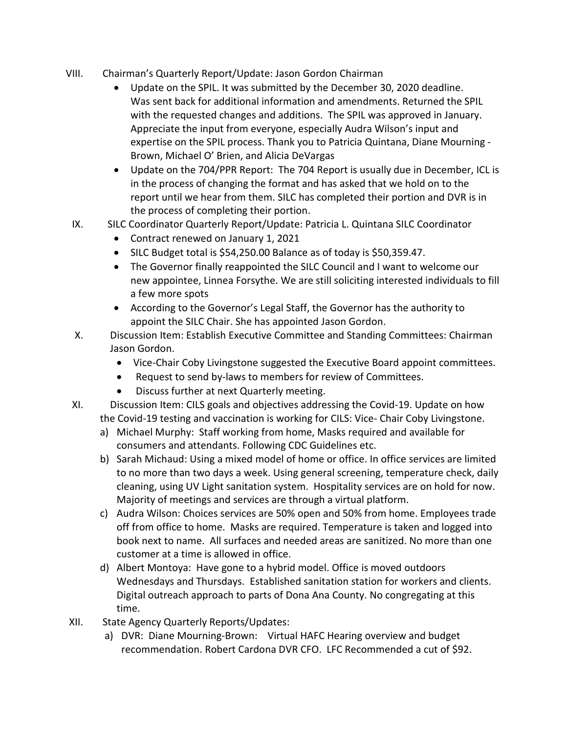VIII. Chairman's Quarterly Report/Update: Jason Gordon Chairman

- Update on the SPIL. It was submitted by the December 30, 2020 deadline. Was sent back for additional information and amendments. Returned the SPIL with the requested changes and additions. The SPIL was approved in January. Appreciate the input from everyone, especially Audra Wilson's input and expertise on the SPIL process. Thank you to Patricia Quintana, Diane Mourning - Brown, Michael O' Brien, and Alicia DeVargas
- Update on the 704/PPR Report: The 704 Report is usually due in December, ICL is in the process of changing the format and has asked that we hold on to the report until we hear from them. SILC has completed their portion and DVR is in the process of completing their portion.

IX. SILC Coordinator Quarterly Report/Update: Patricia L. Quintana SILC Coordinator

- Contract renewed on January 1, 2021
- SILC Budget total is $54,250.00 Balance as of today is $50,359.47.
- The Governor finally reappointed the SILC Council and I want to welcome our new appointee, Linnea Forsythe. We are still soliciting interested individuals to fill a few more spots
- According to the Governor's Legal Staff, the Governor has the authority to appoint the SILC Chair. She has appointed Jason Gordon.

X. Discussion Item: Establish Executive Committee and Standing Committees: Chairman Jason Gordon.

- Vice-Chair Coby Livingstone suggested the Executive Board appoint committees.
- Request to send by-laws to members for review of Committees.
- Discuss further at next Quarterly meeting.

XI. Discussion Item: CILS goals and objectives addressing the Covid-19. Update on how the Covid-19 testing and vaccination is working for CILS: Vice- Chair Coby Livingstone.

a) Michael Murphy: Staff working from home, Masks required and available for consumers and attendants. Following CDC Guidelines etc.
b) Sarah Michaud: Using a mixed model of home or office. In office services are limited to no more than two days a week. Using general screening, temperature check, daily cleaning, using UV Light sanitation system. Hospitality services are on hold for now. Majority of meetings and services are through a virtual platform.
c) Audra Wilson: Choices services are 50% open and 50% from home. Employees trade off from office to home. Masks are required. Temperature is taken and logged into book next to name. All surfaces and needed areas are sanitized. No more than one customer at a time is allowed in office.
d) Albert Montoya: Have gone to a hybrid model. Office is moved outdoors Wednesdays and Thursdays. Established sanitation station for workers and clients. Digital outreach approach to parts of Dona Ana County. No congregating at this time.

XII. State Agency Quarterly Reports/Updates:

a) DVR: Diane Mourning-Brown: Virtual HAFC Hearing overview and budget recommendation. Robert Cardona DVR CFO. LFC Recommended a cut of $92.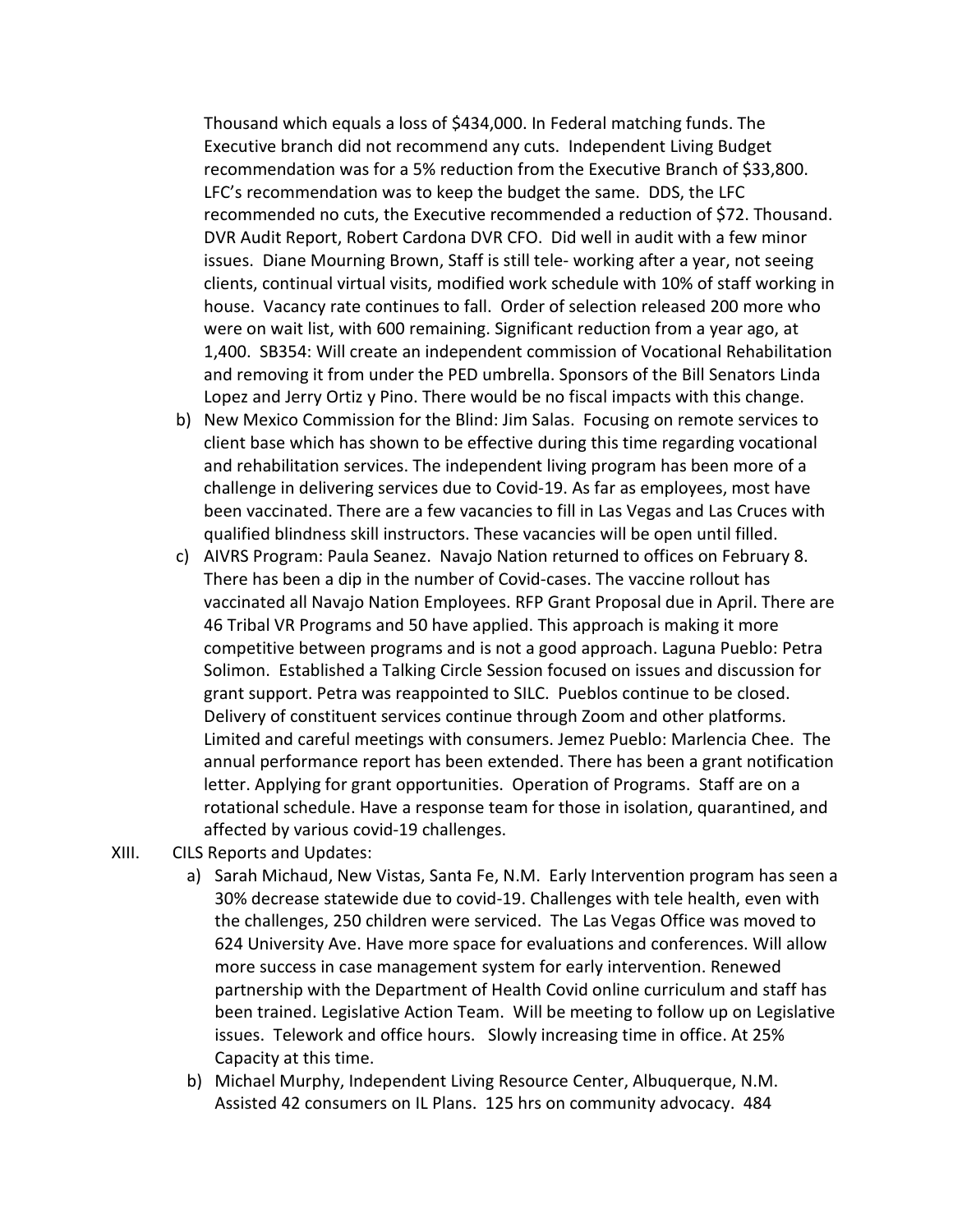Thousand which equals a loss of $434,000. In Federal matching funds. The Executive branch did not recommend any cuts. Independent Living Budget recommendation was for a 5% reduction from the Executive Branch of $33,800. LFC's recommendation was to keep the budget the same. DDS, the LFC recommended no cuts, the Executive recommended a reduction of $72. Thousand. DVR Audit Report, Robert Cardona DVR CFO. Did well in audit with a few minor issues. Diane Mourning Brown, Staff is still tele- working after a year, not seeing clients, continual virtual visits, modified work schedule with 10% of staff working in house. Vacancy rate continues to fall. Order of selection released 200 more who were on wait list, with 600 remaining. Significant reduction from a year ago, at 1,400. SB354: Will create an independent commission of Vocational Rehabilitation and removing it from under the PED umbrella. Sponsors of the Bill Senators Linda Lopez and Jerry Ortiz y Pino. There would be no fiscal impacts with this change.

b) New Mexico Commission for the Blind: Jim Salas. Focusing on remote services to client base which has shown to be effective during this time regarding vocational and rehabilitation services. The independent living program has been more of a challenge in delivering services due to Covid-19. As far as employees, most have been vaccinated. There are a few vacancies to fill in Las Vegas and Las Cruces with qualified blindness skill instructors. These vacancies will be open until filled.

c) AIVRS Program: Paula Seanez. Navajo Nation returned to offices on February 8. There has been a dip in the number of Covid-cases. The vaccine rollout has vaccinated all Navajo Nation Employees. RFP Grant Proposal due in April. There are 46 Tribal VR Programs and 50 have applied. This approach is making it more competitive between programs and is not a good approach. Laguna Pueblo: Petra Solimon. Established a Talking Circle Session focused on issues and discussion for grant support. Petra was reappointed to SILC. Pueblos continue to be closed. Delivery of constituent services continue through Zoom and other platforms. Limited and careful meetings with consumers. Jemez Pueblo: Marlencia Chee. The annual performance report has been extended. There has been a grant notification letter. Applying for grant opportunities. Operation of Programs. Staff are on a rotational schedule. Have a response team for those in isolation, quarantined, and affected by various covid-19 challenges.

XIII. CILS Reports and Updates:

a) Sarah Michaud, New Vistas, Santa Fe, N.M. Early Intervention program has seen a 30% decrease statewide due to covid-19. Challenges with tele health, even with the challenges, 250 children were serviced. The Las Vegas Office was moved to 624 University Ave. Have more space for evaluations and conferences. Will allow more success in case management system for early intervention. Renewed partnership with the Department of Health Covid online curriculum and staff has been trained. Legislative Action Team. Will be meeting to follow up on Legislative issues. Telework and office hours. Slowly increasing time in office. At 25% Capacity at this time.

b) Michael Murphy, Independent Living Resource Center, Albuquerque, N.M. Assisted 42 consumers on IL Plans. 125 hrs on community advocacy. 484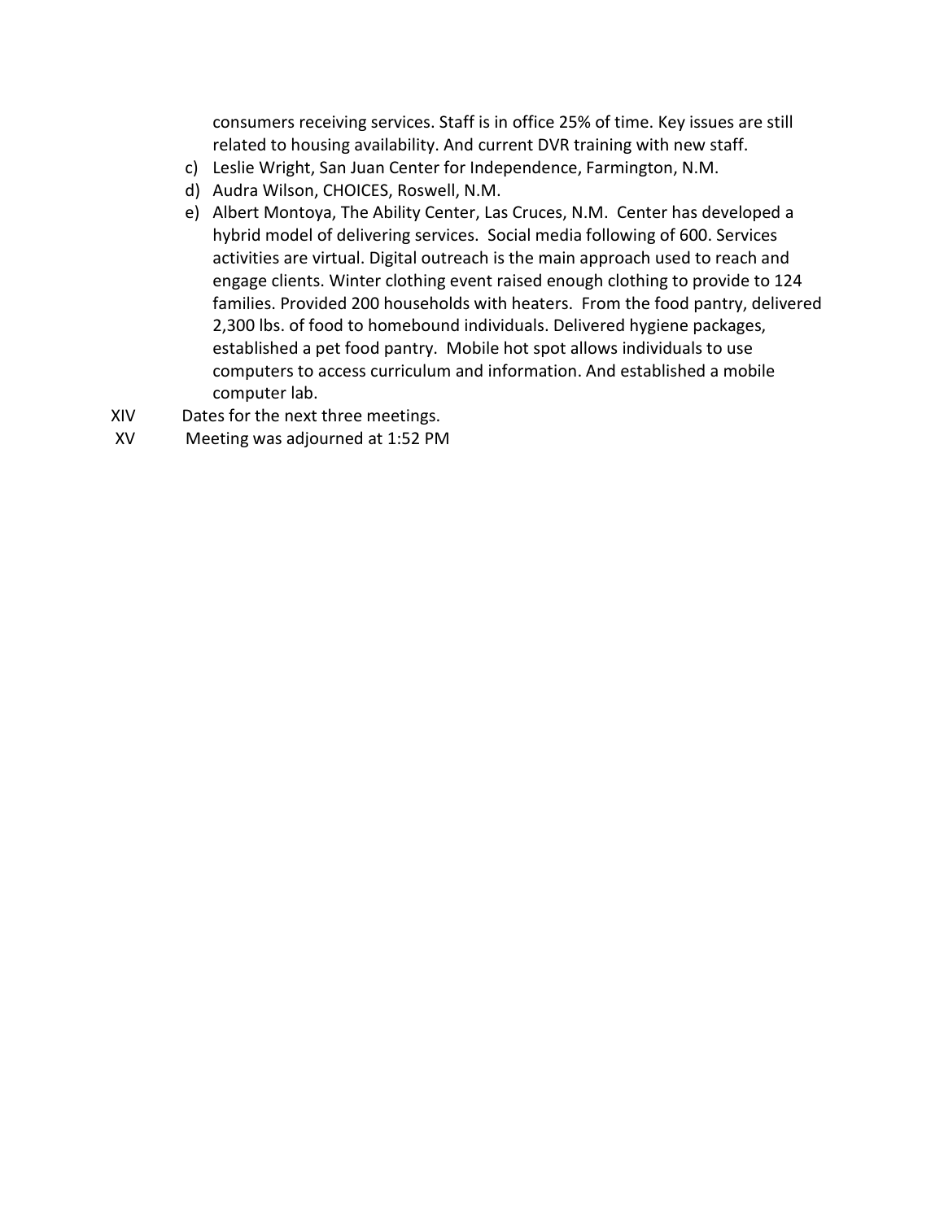consumers receiving services. Staff is in office 25% of time. Key issues are still related to housing availability. And current DVR training with new staff.

c) Leslie Wright, San Juan Center for Independence, Farmington, N.M.
d) Audra Wilson, CHOICES, Roswell, N.M.
e) Albert Montoya, The Ability Center, Las Cruces, N.M. Center has developed a hybrid model of delivering services. Social media following of 600. Services activities are virtual. Digital outreach is the main approach used to reach and engage clients. Winter clothing event raised enough clothing to provide to 124 families. Provided 200 households with heaters. From the food pantry, delivered 2,300 lbs. of food to homebound individuals. Delivered hygiene packages, established a pet food pantry. Mobile hot spot allows individuals to use computers to access curriculum and information. And established a mobile computer lab.

XIV Dates for the next three meetings.

XV Meeting was adjourned at 1:52 PM